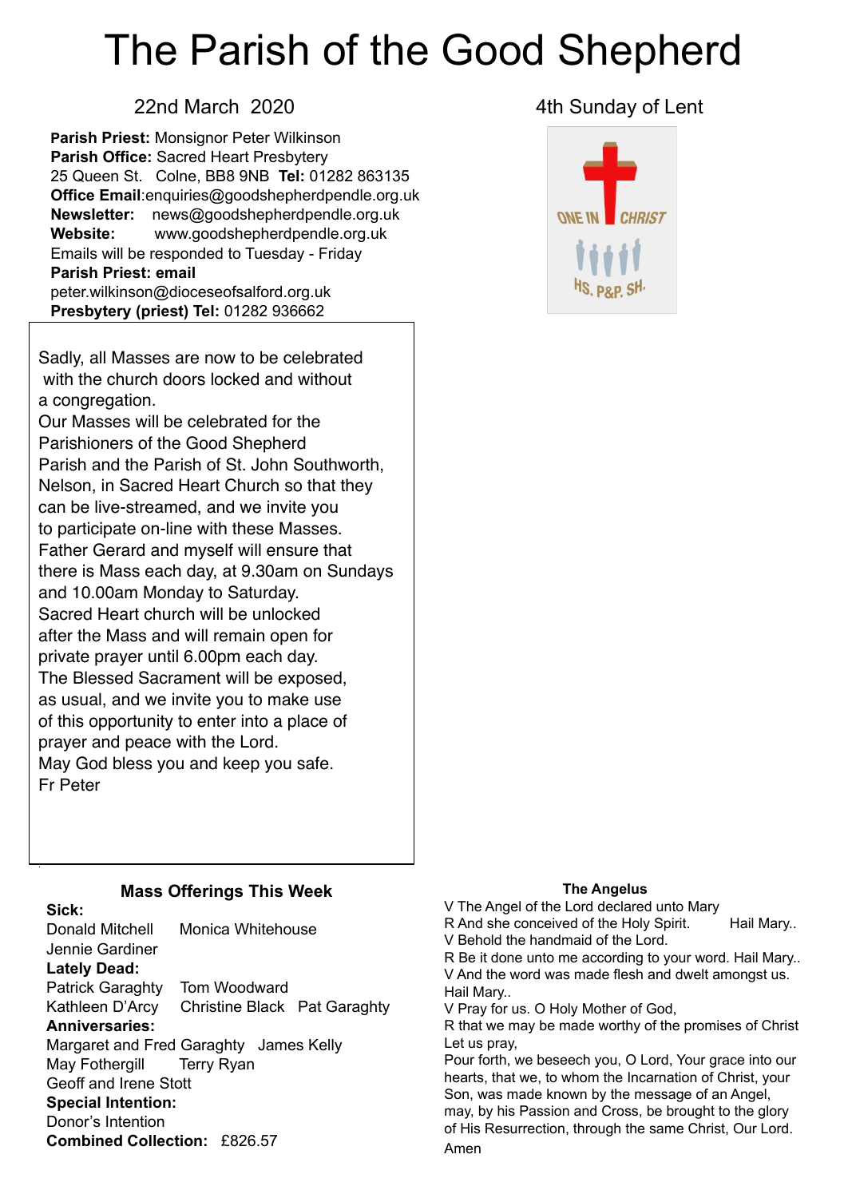# The Parish of the Good Shepherd

22nd March 2020

4th Sunday of Lent

**Parish Priest:** Monsignor Peter Wilkinson
**Parish Office:** Sacred Heart Presbytery
25 Queen St. Colne, BB8 9NB **Tel:** 01282 863135
**Office Email**:enquiries@goodshepherdpendle.org.uk
**Newsletter:** news@goodshepherdpendle.org.uk
**Website:** www.goodshepherdpendle.org.uk
Emails will be responded to Tuesday - Friday
**Parish Priest: email**
peter.wilkinson@dioceseofsalford.org.uk
**Presbytery (priest) Tel:** 01282 936662

ONE IN CHRIST
HS. P&P. SH.

Sadly, all Masses are now to be celebrated with the church doors locked and without a congregation.
Our Masses will be celebrated for the Parishioners of the Good Shepherd Parish and the Parish of St. John Southworth, Nelson, in Sacred Heart Church so that they can be live-streamed, and we invite you to participate on-line with these Masses. Father Gerard and myself will ensure that there is Mass each day, at 9.30am on Sundays and 10.00am Monday to Saturday.
Sacred Heart church will be unlocked after the Mass and will remain open for private prayer until 6.00pm each day. The Blessed Sacrament will be exposed, as usual, and we invite you to make use of this opportunity to enter into a place of prayer and peace with the Lord.
May God bless you and keep you safe.
Fr Peter

## Mass Offerings This Week

**Sick:**
Donald Mitchell Monica Whitehouse
Jennie Gardiner
**Lately Dead:**
Patrick Garaghty Tom Woodward
Kathleen D'Arcy Christine Black Pat Garaghty
**Anniversaries:**
Margaret and Fred Garaghty James Kelly
May Fothergill Terry Ryan
Geoff and Irene Stott
**Special Intention:**
Donor's Intention
**Combined Collection:** £826.57

### The Angelus

V The Angel of the Lord declared unto Mary
R And she conceived of the Holy Spirit. Hail Mary..
V Behold the handmaid of the Lord.
R Be it done unto me according to your word. Hail Mary..
V And the word was made flesh and dwelt amongst us.
Hail Mary..
V Pray for us. O Holy Mother of God,
R that we may be made worthy of the promises of Christ
Let us pray,
Pour forth, we beseech you, O Lord, Your grace into our hearts, that we, to whom the Incarnation of Christ, your Son, was made known by the message of an Angel, may, by his Passion and Cross, be brought to the glory of His Resurrection, through the same Christ, Our Lord.
Amen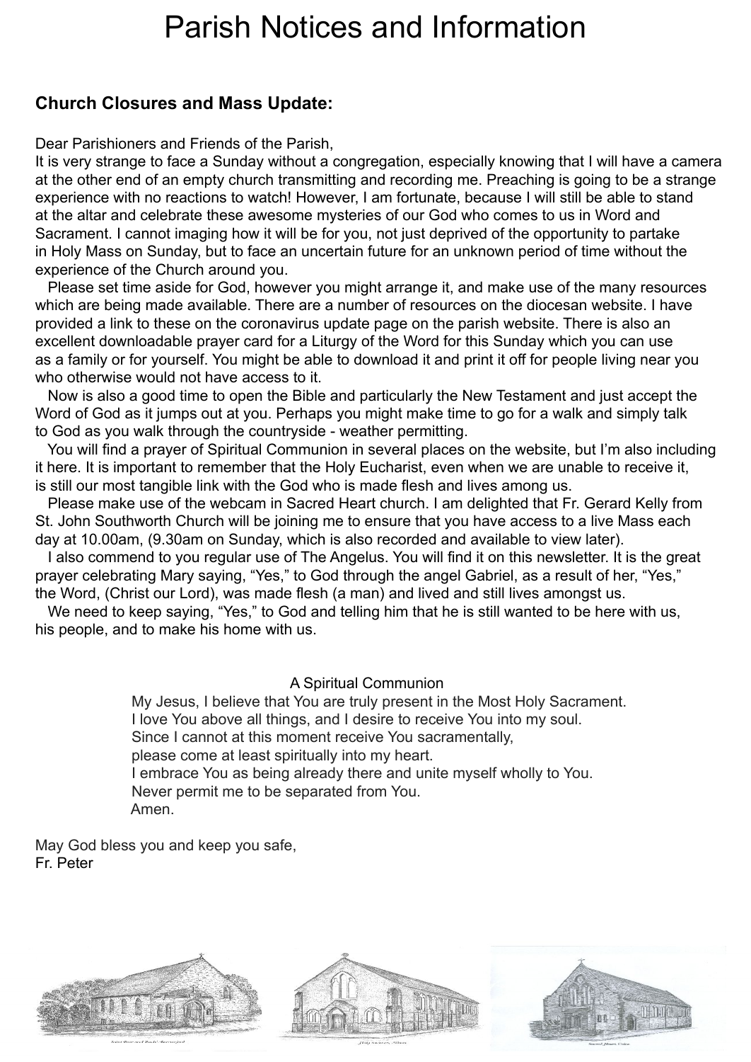# Parish Notices and Information

## Church Closures and Mass Update:

Dear Parishioners and Friends of the Parish,

It is very strange to face a Sunday without a congregation, especially knowing that I will have a camera at the other end of an empty church transmitting and recording me. Preaching is going to be a strange experience with no reactions to watch! However, I am fortunate, because I will still be able to stand at the altar and celebrate these awesome mysteries of our God who comes to us in Word and Sacrament. I cannot imaging how it will be for you, not just deprived of the opportunity to partake in Holy Mass on Sunday, but to face an uncertain future for an unknown period of time without the experience of the Church around you.

Please set time aside for God, however you might arrange it, and make use of the many resources which are being made available. There are a number of resources on the diocesan website. I have provided a link to these on the coronavirus update page on the parish website. There is also an excellent downloadable prayer card for a Liturgy of the Word for this Sunday which you can use as a family or for yourself. You might be able to download it and print it off for people living near you who otherwise would not have access to it.

Now is also a good time to open the Bible and particularly the New Testament and just accept the Word of God as it jumps out at you. Perhaps you might make time to go for a walk and simply talk to God as you walk through the countryside - weather permitting.

You will find a prayer of Spiritual Communion in several places on the website, but I'm also including it here. It is important to remember that the Holy Eucharist, even when we are unable to receive it, is still our most tangible link with the God who is made flesh and lives among us.

Please make use of the webcam in Sacred Heart church. I am delighted that Fr. Gerard Kelly from St. John Southworth Church will be joining me to ensure that you have access to a live Mass each day at 10.00am, (9.30am on Sunday, which is also recorded and available to view later).

I also commend to you regular use of The Angelus. You will find it on this newsletter. It is the great prayer celebrating Mary saying, "Yes," to God through the angel Gabriel, as a result of her, "Yes," the Word, (Christ our Lord), was made flesh (a man) and lived and still lives amongst us.

We need to keep saying, "Yes," to God and telling him that he is still wanted to be here with us, his people, and to make his home with us.

A Spiritual Communion

My Jesus, I believe that You are truly present in the Most Holy Sacrament.
I love You above all things, and I desire to receive You into my soul.
Since I cannot at this moment receive You sacramentally,
please come at least spiritually into my heart.
I embrace You as being already there and unite myself wholly to You.
Never permit me to be separated from You.
Amen.

May God bless you and keep you safe,
Fr. Peter